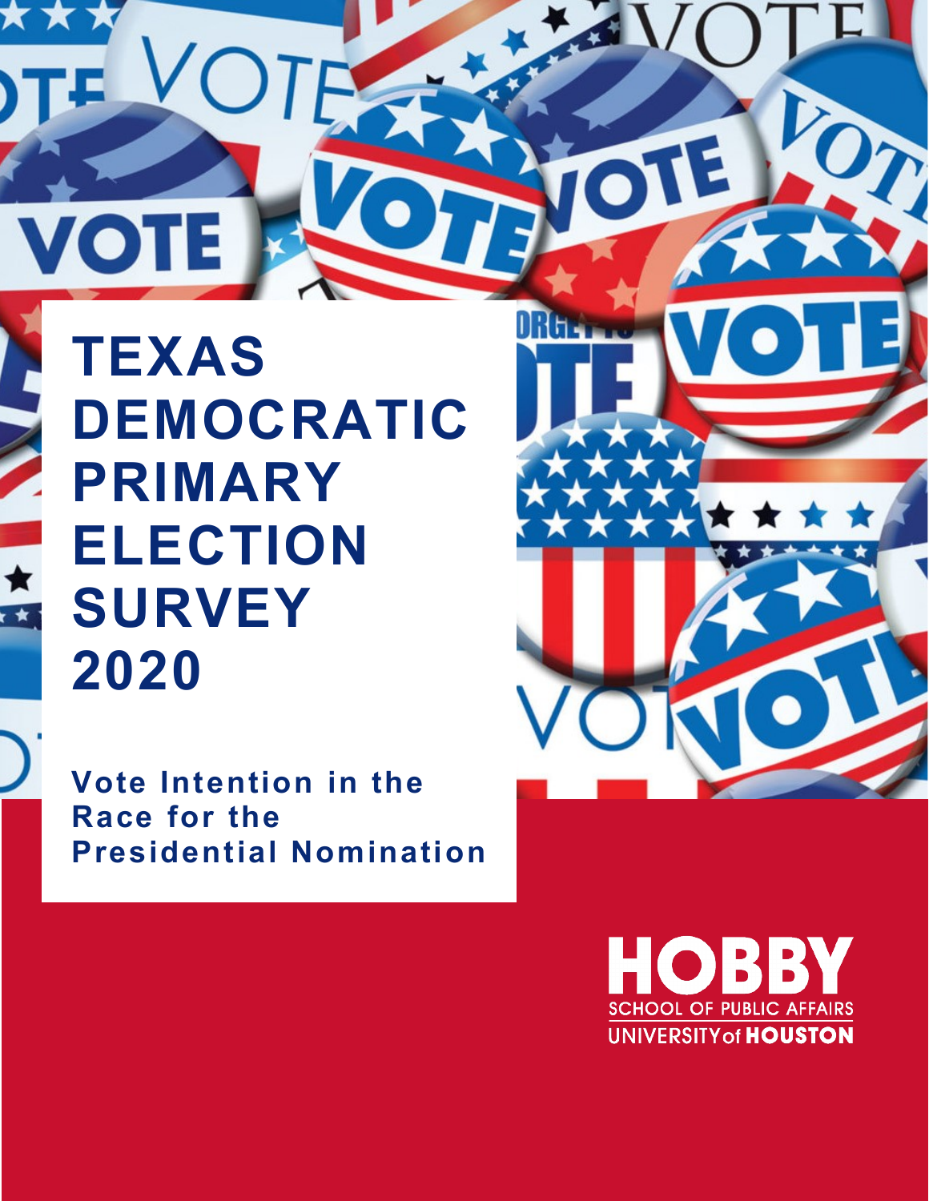# TEXAS DEMOCRATIC PRIMARY ELECTION SURVEY 2020

## Vote Intention in the Race for the Presidential Nomination

HOBBY
SCHOOL OF PUBLIC AFFAIRS
UNIVERSITY of HOUSTON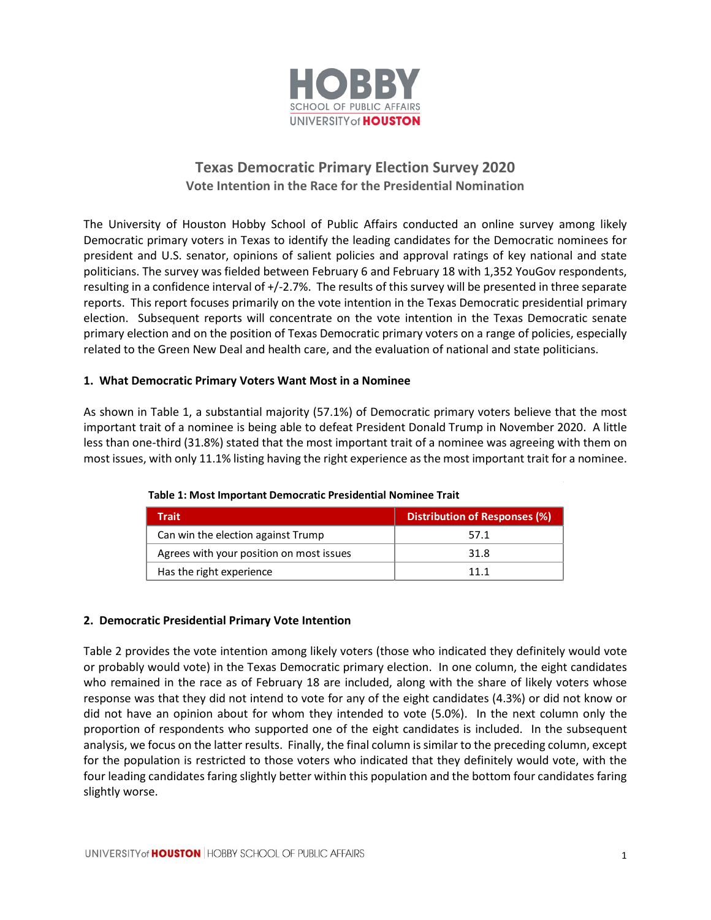# Texas Democratic Primary Election Survey 2020

## Vote Intention in the Race for the Presidential Nomination

The University of Houston Hobby School of Public Affairs conducted an online survey among likely Democratic primary voters in Texas to identify the leading candidates for the Democratic nominees for president and U.S. senator, opinions of salient policies and approval ratings of key national and state politicians. The survey was fielded between February 6 and February 18 with 1,352 YouGov respondents, resulting in a confidence interval of +/-2.7%. The results of this survey will be presented in three separate reports. This report focuses primarily on the vote intention in the Texas Democratic presidential primary election. Subsequent reports will concentrate on the vote intention in the Texas Democratic senate primary election and on the position of Texas Democratic primary voters on a range of policies, especially related to the Green New Deal and health care, and the evaluation of national and state politicians.

### 1. What Democratic Primary Voters Want Most in a Nominee

As shown in Table 1, a substantial majority (57.1%) of Democratic primary voters believe that the most important trait of a nominee is being able to defeat President Donald Trump in November 2020. A little less than one-third (31.8%) stated that the most important trait of a nominee was agreeing with them on most issues, with only 11.1% listing having the right experience as the most important trait for a nominee.

**Table 1: Most Important Democratic Presidential Nominee Trait**

| Trait | Distribution of Responses (%) |
|---|---|
| Can win the election against Trump | 57.1 |
| Agrees with your position on most issues | 31.8 |
| Has the right experience | 11.1 |

### 2. Democratic Presidential Primary Vote Intention

Table 2 provides the vote intention among likely voters (those who indicated they definitely would vote or probably would vote) in the Texas Democratic primary election. In one column, the eight candidates who remained in the race as of February 18 are included, along with the share of likely voters whose response was that they did not intend to vote for any of the eight candidates (4.3%) or did not know or did not have an opinion about for whom they intended to vote (5.0%). In the next column only the proportion of respondents who supported one of the eight candidates is included. In the subsequent analysis, we focus on the latter results. Finally, the final column is similar to the preceding column, except for the population is restricted to those voters who indicated that they definitely would vote, with the four leading candidates faring slightly better within this population and the bottom four candidates faring slightly worse.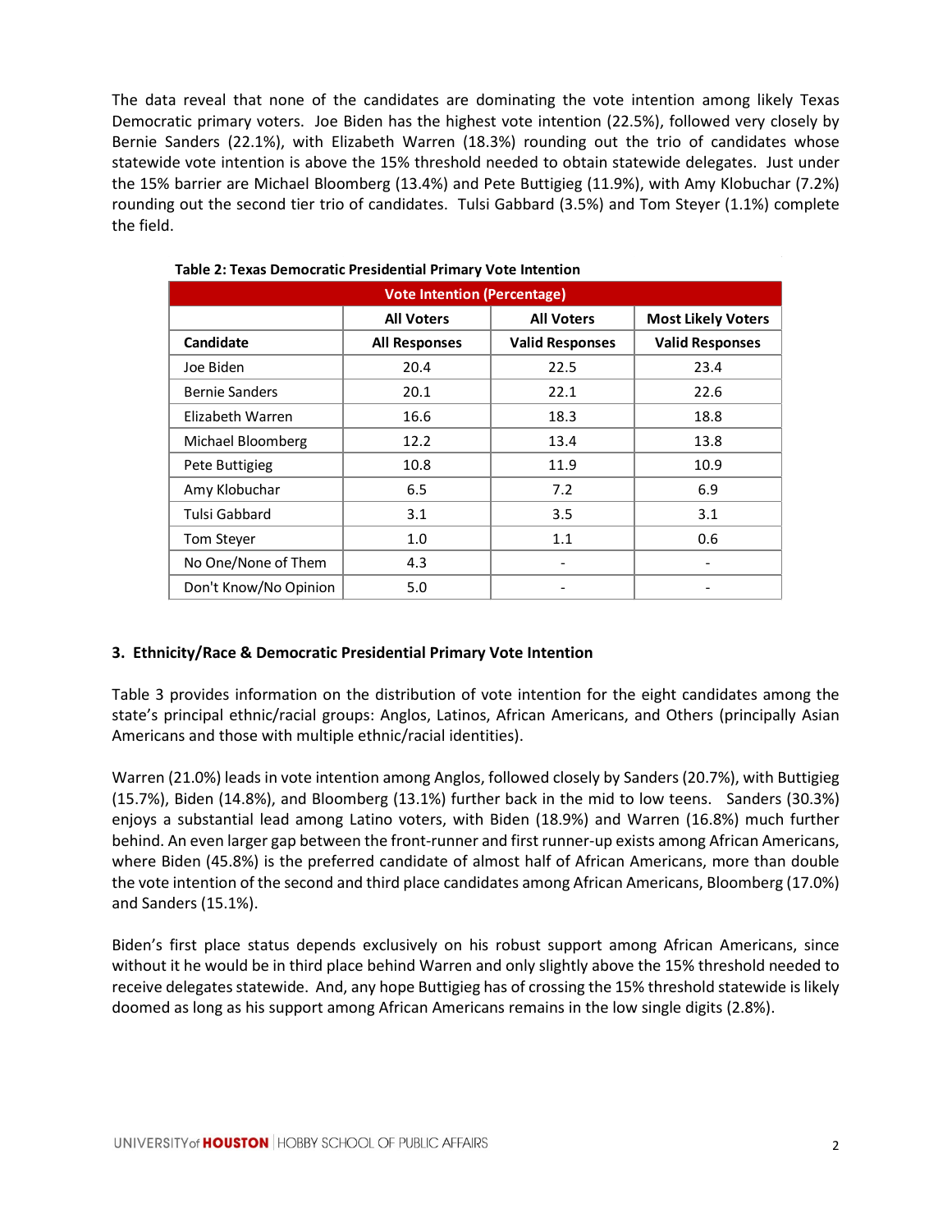The data reveal that none of the candidates are dominating the vote intention among likely Texas Democratic primary voters. Joe Biden has the highest vote intention (22.5%), followed very closely by Bernie Sanders (22.1%), with Elizabeth Warren (18.3%) rounding out the trio of candidates whose statewide vote intention is above the 15% threshold needed to obtain statewide delegates. Just under the 15% barrier are Michael Bloomberg (13.4%) and Pete Buttigieg (11.9%), with Amy Klobuchar (7.2%) rounding out the second tier trio of candidates. Tulsi Gabbard (3.5%) and Tom Steyer (1.1%) complete the field.

**Table 2: Texas Democratic Presidential Primary Vote Intention**

| Vote Intention (Percentage) | | | |
|---|---|---|---|
| | **All Voters** | **All Voters** | **Most Likely Voters** |
| **Candidate** | **All Responses** | **Valid Responses** | **Valid Responses** |
| Joe Biden | 20.4 | 22.5 | 23.4 |
| Bernie Sanders | 20.1 | 22.1 | 22.6 |
| Elizabeth Warren | 16.6 | 18.3 | 18.8 |
| Michael Bloomberg | 12.2 | 13.4 | 13.8 |
| Pete Buttigieg | 10.8 | 11.9 | 10.9 |
| Amy Klobuchar | 6.5 | 7.2 | 6.9 |
| Tulsi Gabbard | 3.1 | 3.5 | 3.1 |
| Tom Steyer | 1.0 | 1.1 | 0.6 |
| No One/None of Them | 4.3 | - | - |
| Don't Know/No Opinion | 5.0 | - | - |

### 3. Ethnicity/Race & Democratic Presidential Primary Vote Intention

Table 3 provides information on the distribution of vote intention for the eight candidates among the state's principal ethnic/racial groups: Anglos, Latinos, African Americans, and Others (principally Asian Americans and those with multiple ethnic/racial identities).

Warren (21.0%) leads in vote intention among Anglos, followed closely by Sanders (20.7%), with Buttigieg (15.7%), Biden (14.8%), and Bloomberg (13.1%) further back in the mid to low teens. Sanders (30.3%) enjoys a substantial lead among Latino voters, with Biden (18.9%) and Warren (16.8%) much further behind. An even larger gap between the front-runner and first runner-up exists among African Americans, where Biden (45.8%) is the preferred candidate of almost half of African Americans, more than double the vote intention of the second and third place candidates among African Americans, Bloomberg (17.0%) and Sanders (15.1%).

Biden's first place status depends exclusively on his robust support among African Americans, since without it he would be in third place behind Warren and only slightly above the 15% threshold needed to receive delegates statewide. And, any hope Buttigieg has of crossing the 15% threshold statewide is likely doomed as long as his support among African Americans remains in the low single digits (2.8%).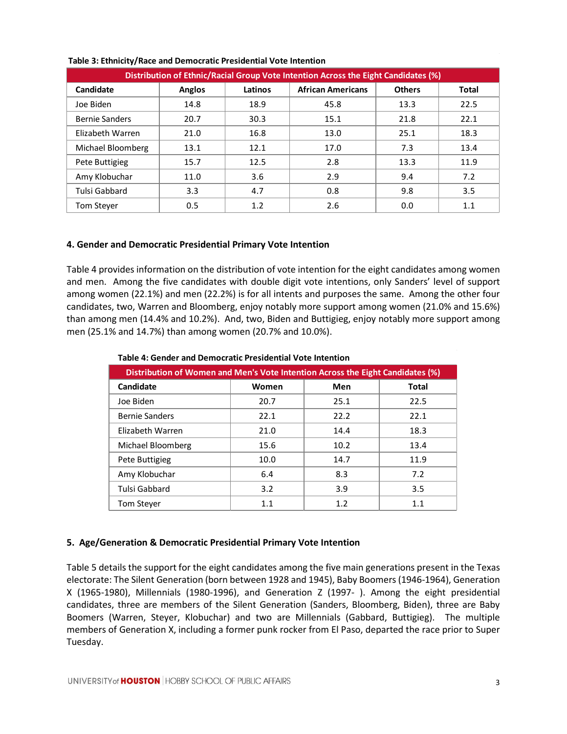**Table 3: Ethnicity/Race and Democratic Presidential Vote Intention**

| Distribution of Ethnic/Racial Group Vote Intention Across the Eight Candidates (%) | | | | | |
|---|---|---|---|---|---|
| **Candidate** | **Anglos** | **Latinos** | **African Americans** | **Others** | **Total** |
| Joe Biden | 14.8 | 18.9 | 45.8 | 13.3 | 22.5 |
| Bernie Sanders | 20.7 | 30.3 | 15.1 | 21.8 | 22.1 |
| Elizabeth Warren | 21.0 | 16.8 | 13.0 | 25.1 | 18.3 |
| Michael Bloomberg | 13.1 | 12.1 | 17.0 | 7.3 | 13.4 |
| Pete Buttigieg | 15.7 | 12.5 | 2.8 | 13.3 | 11.9 |
| Amy Klobuchar | 11.0 | 3.6 | 2.9 | 9.4 | 7.2 |
| Tulsi Gabbard | 3.3 | 4.7 | 0.8 | 9.8 | 3.5 |
| Tom Steyer | 0.5 | 1.2 | 2.6 | 0.0 | 1.1 |

### 4. Gender and Democratic Presidential Primary Vote Intention

Table 4 provides information on the distribution of vote intention for the eight candidates among women and men. Among the five candidates with double digit vote intentions, only Sanders' level of support among women (22.1%) and men (22.2%) is for all intents and purposes the same. Among the other four candidates, two, Warren and Bloomberg, enjoy notably more support among women (21.0% and 15.6%) than among men (14.4% and 10.2%). And, two, Biden and Buttigieg, enjoy notably more support among men (25.1% and 14.7%) than among women (20.7% and 10.0%).

**Table 4: Gender and Democratic Presidential Vote Intention**

| Distribution of Women and Men's Vote Intention Across the Eight Candidates (%) | | | |
|---|---|---|---|
| **Candidate** | **Women** | **Men** | **Total** |
| Joe Biden | 20.7 | 25.1 | 22.5 |
| Bernie Sanders | 22.1 | 22.2 | 22.1 |
| Elizabeth Warren | 21.0 | 14.4 | 18.3 |
| Michael Bloomberg | 15.6 | 10.2 | 13.4 |
| Pete Buttigieg | 10.0 | 14.7 | 11.9 |
| Amy Klobuchar | 6.4 | 8.3 | 7.2 |
| Tulsi Gabbard | 3.2 | 3.9 | 3.5 |
| Tom Steyer | 1.1 | 1.2 | 1.1 |

### 5. Age/Generation & Democratic Presidential Primary Vote Intention

Table 5 details the support for the eight candidates among the five main generations present in the Texas electorate: The Silent Generation (born between 1928 and 1945), Baby Boomers (1946-1964), Generation X (1965-1980), Millennials (1980-1996), and Generation Z (1997- ). Among the eight presidential candidates, three are members of the Silent Generation (Sanders, Bloomberg, Biden), three are Baby Boomers (Warren, Steyer, Klobuchar) and two are Millennials (Gabbard, Buttigieg). The multiple members of Generation X, including a former punk rocker from El Paso, departed the race prior to Super Tuesday.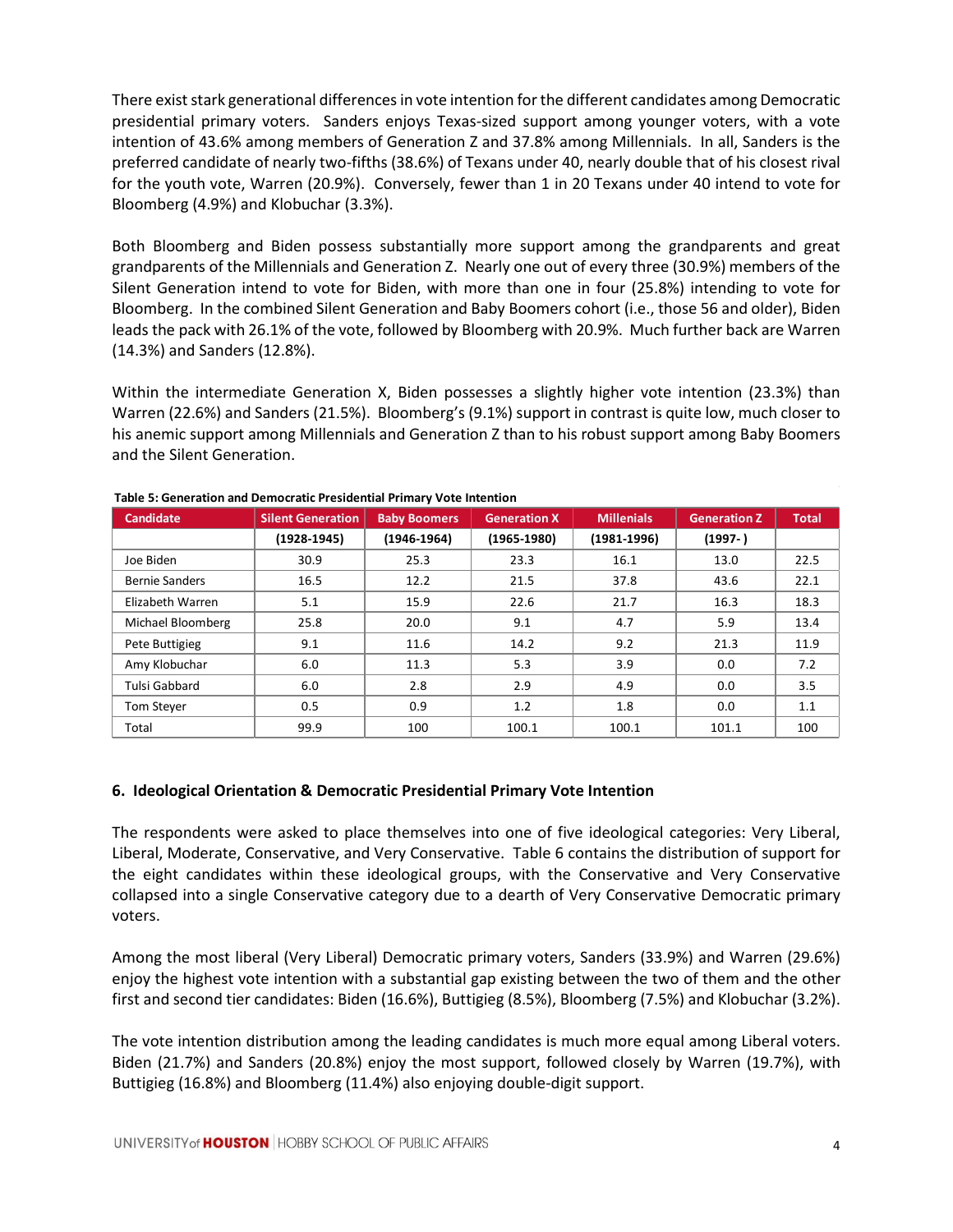There exist stark generational differences in vote intention for the different candidates among Democratic presidential primary voters. Sanders enjoys Texas-sized support among younger voters, with a vote intention of 43.6% among members of Generation Z and 37.8% among Millennials. In all, Sanders is the preferred candidate of nearly two-fifths (38.6%) of Texans under 40, nearly double that of his closest rival for the youth vote, Warren (20.9%). Conversely, fewer than 1 in 20 Texans under 40 intend to vote for Bloomberg (4.9%) and Klobuchar (3.3%).

Both Bloomberg and Biden possess substantially more support among the grandparents and great grandparents of the Millennials and Generation Z. Nearly one out of every three (30.9%) members of the Silent Generation intend to vote for Biden, with more than one in four (25.8%) intending to vote for Bloomberg. In the combined Silent Generation and Baby Boomers cohort (i.e., those 56 and older), Biden leads the pack with 26.1% of the vote, followed by Bloomberg with 20.9%. Much further back are Warren (14.3%) and Sanders (12.8%).

Within the intermediate Generation X, Biden possesses a slightly higher vote intention (23.3%) than Warren (22.6%) and Sanders (21.5%). Bloomberg's (9.1%) support in contrast is quite low, much closer to his anemic support among Millennials and Generation Z than to his robust support among Baby Boomers and the Silent Generation.

**Table 5: Generation and Democratic Presidential Primary Vote Intention**

| Candidate | Silent Generation | Baby Boomers | Generation X | Millenials | Generation Z | Total |
|---|---|---|---|---|---|---|
| | (1928-1945) | (1946-1964) | (1965-1980) | (1981-1996) | (1997- ) | |
| Joe Biden | 30.9 | 25.3 | 23.3 | 16.1 | 13.0 | 22.5 |
| Bernie Sanders | 16.5 | 12.2 | 21.5 | 37.8 | 43.6 | 22.1 |
| Elizabeth Warren | 5.1 | 15.9 | 22.6 | 21.7 | 16.3 | 18.3 |
| Michael Bloomberg | 25.8 | 20.0 | 9.1 | 4.7 | 5.9 | 13.4 |
| Pete Buttigieg | 9.1 | 11.6 | 14.2 | 9.2 | 21.3 | 11.9 |
| Amy Klobuchar | 6.0 | 11.3 | 5.3 | 3.9 | 0.0 | 7.2 |
| Tulsi Gabbard | 6.0 | 2.8 | 2.9 | 4.9 | 0.0 | 3.5 |
| Tom Steyer | 0.5 | 0.9 | 1.2 | 1.8 | 0.0 | 1.1 |
| Total | 99.9 | 100 | 100.1 | 100.1 | 101.1 | 100 |

## 6. Ideological Orientation & Democratic Presidential Primary Vote Intention

The respondents were asked to place themselves into one of five ideological categories: Very Liberal, Liberal, Moderate, Conservative, and Very Conservative. Table 6 contains the distribution of support for the eight candidates within these ideological groups, with the Conservative and Very Conservative collapsed into a single Conservative category due to a dearth of Very Conservative Democratic primary voters.

Among the most liberal (Very Liberal) Democratic primary voters, Sanders (33.9%) and Warren (29.6%) enjoy the highest vote intention with a substantial gap existing between the two of them and the other first and second tier candidates: Biden (16.6%), Buttigieg (8.5%), Bloomberg (7.5%) and Klobuchar (3.2%).

The vote intention distribution among the leading candidates is much more equal among Liberal voters. Biden (21.7%) and Sanders (20.8%) enjoy the most support, followed closely by Warren (19.7%), with Buttigieg (16.8%) and Bloomberg (11.4%) also enjoying double-digit support.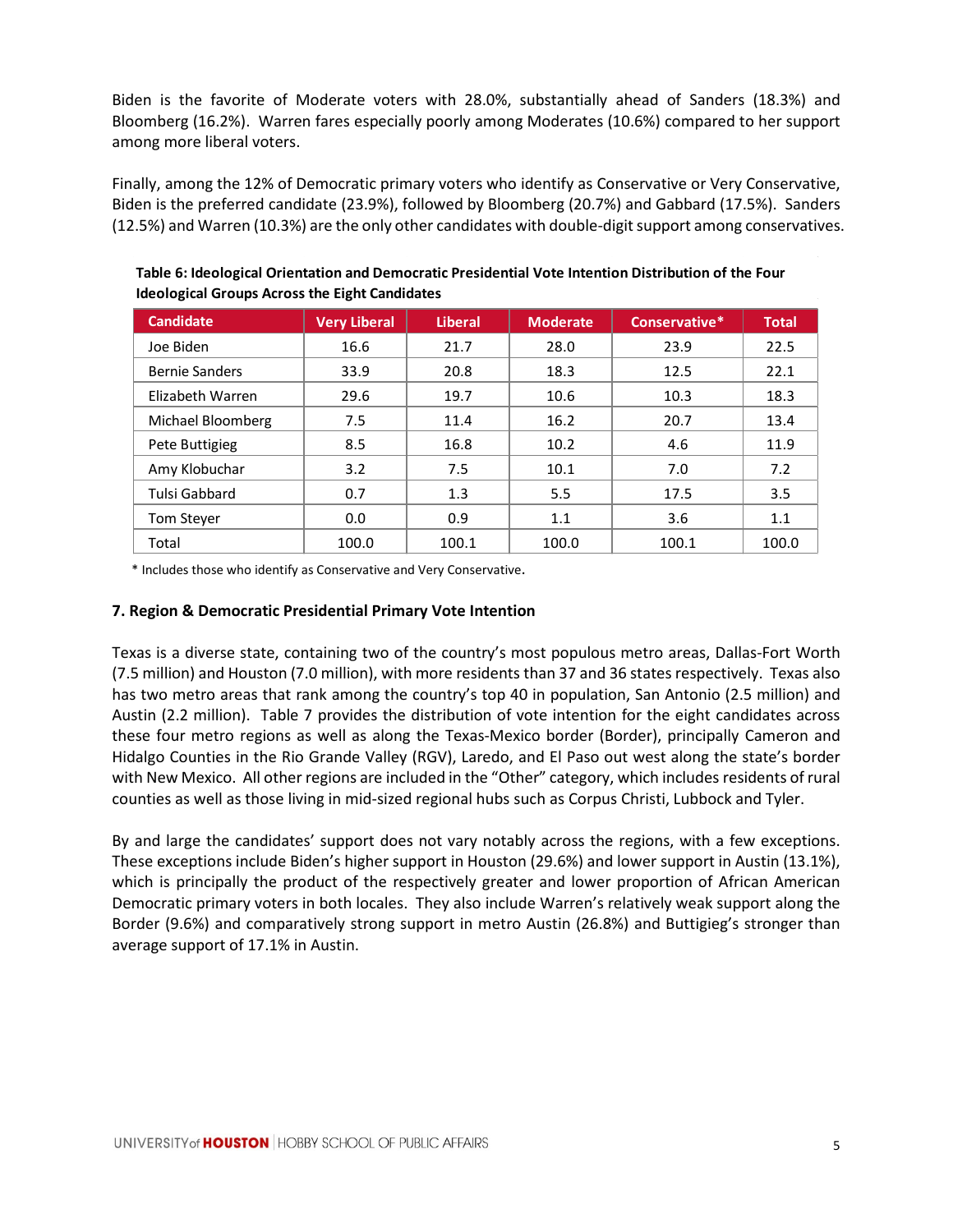Biden is the favorite of Moderate voters with 28.0%, substantially ahead of Sanders (18.3%) and Bloomberg (16.2%). Warren fares especially poorly among Moderates (10.6%) compared to her support among more liberal voters.

Finally, among the 12% of Democratic primary voters who identify as Conservative or Very Conservative, Biden is the preferred candidate (23.9%), followed by Bloomberg (20.7%) and Gabbard (17.5%). Sanders (12.5%) and Warren (10.3%) are the only other candidates with double-digit support among conservatives.

**Table 6: Ideological Orientation and Democratic Presidential Vote Intention Distribution of the Four Ideological Groups Across the Eight Candidates**

| Candidate | Very Liberal | Liberal | Moderate | Conservative* | Total |
|---|---|---|---|---|---|
| Joe Biden | 16.6 | 21.7 | 28.0 | 23.9 | 22.5 |
| Bernie Sanders | 33.9 | 20.8 | 18.3 | 12.5 | 22.1 |
| Elizabeth Warren | 29.6 | 19.7 | 10.6 | 10.3 | 18.3 |
| Michael Bloomberg | 7.5 | 11.4 | 16.2 | 20.7 | 13.4 |
| Pete Buttigieg | 8.5 | 16.8 | 10.2 | 4.6 | 11.9 |
| Amy Klobuchar | 3.2 | 7.5 | 10.1 | 7.0 | 7.2 |
| Tulsi Gabbard | 0.7 | 1.3 | 5.5 | 17.5 | 3.5 |
| Tom Steyer | 0.0 | 0.9 | 1.1 | 3.6 | 1.1 |
| Total | 100.0 | 100.1 | 100.0 | 100.1 | 100.0 |

\* Includes those who identify as Conservative and Very Conservative.

### 7. Region & Democratic Presidential Primary Vote Intention

Texas is a diverse state, containing two of the country's most populous metro areas, Dallas-Fort Worth (7.5 million) and Houston (7.0 million), with more residents than 37 and 36 states respectively. Texas also has two metro areas that rank among the country's top 40 in population, San Antonio (2.5 million) and Austin (2.2 million). Table 7 provides the distribution of vote intention for the eight candidates across these four metro regions as well as along the Texas-Mexico border (Border), principally Cameron and Hidalgo Counties in the Rio Grande Valley (RGV), Laredo, and El Paso out west along the state's border with New Mexico. All other regions are included in the "Other" category, which includes residents of rural counties as well as those living in mid-sized regional hubs such as Corpus Christi, Lubbock and Tyler.

By and large the candidates' support does not vary notably across the regions, with a few exceptions. These exceptions include Biden's higher support in Houston (29.6%) and lower support in Austin (13.1%), which is principally the product of the respectively greater and lower proportion of African American Democratic primary voters in both locales. They also include Warren's relatively weak support along the Border (9.6%) and comparatively strong support in metro Austin (26.8%) and Buttigieg's stronger than average support of 17.1% in Austin.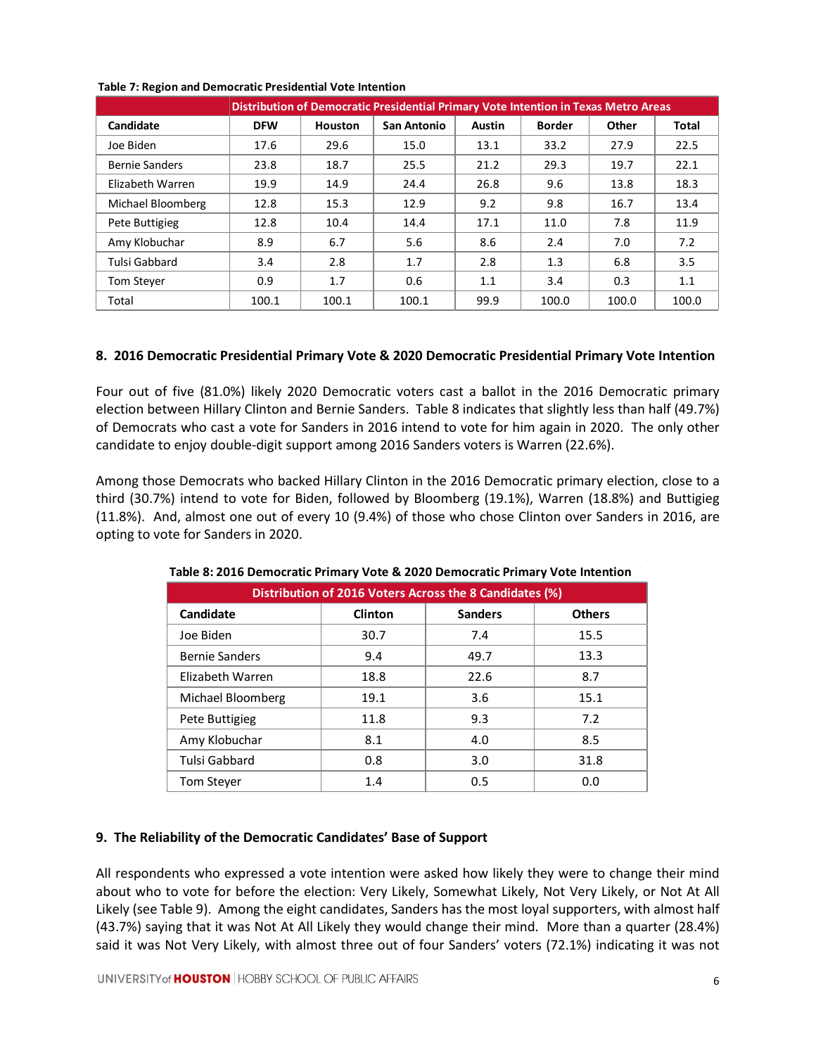**Table 7: Region and Democratic Presidential Vote Intention**

| | Distribution of Democratic Presidential Primary Vote Intention in Texas Metro Areas | | | | | | |
|---|---|---|---|---|---|---|---|
| **Candidate** | **DFW** | **Houston** | **San Antonio** | **Austin** | **Border** | **Other** | **Total** |
| Joe Biden | 17.6 | 29.6 | 15.0 | 13.1 | 33.2 | 27.9 | 22.5 |
| Bernie Sanders | 23.8 | 18.7 | 25.5 | 21.2 | 29.3 | 19.7 | 22.1 |
| Elizabeth Warren | 19.9 | 14.9 | 24.4 | 26.8 | 9.6 | 13.8 | 18.3 |
| Michael Bloomberg | 12.8 | 15.3 | 12.9 | 9.2 | 9.8 | 16.7 | 13.4 |
| Pete Buttigieg | 12.8 | 10.4 | 14.4 | 17.1 | 11.0 | 7.8 | 11.9 |
| Amy Klobuchar | 8.9 | 6.7 | 5.6 | 8.6 | 2.4 | 7.0 | 7.2 |
| Tulsi Gabbard | 3.4 | 2.8 | 1.7 | 2.8 | 1.3 | 6.8 | 3.5 |
| Tom Steyer | 0.9 | 1.7 | 0.6 | 1.1 | 3.4 | 0.3 | 1.1 |
| Total | 100.1 | 100.1 | 100.1 | 99.9 | 100.0 | 100.0 | 100.0 |

## 8. 2016 Democratic Presidential Primary Vote & 2020 Democratic Presidential Primary Vote Intention

Four out of five (81.0%) likely 2020 Democratic voters cast a ballot in the 2016 Democratic primary election between Hillary Clinton and Bernie Sanders. Table 8 indicates that slightly less than half (49.7%) of Democrats who cast a vote for Sanders in 2016 intend to vote for him again in 2020. The only other candidate to enjoy double-digit support among 2016 Sanders voters is Warren (22.6%).

Among those Democrats who backed Hillary Clinton in the 2016 Democratic primary election, close to a third (30.7%) intend to vote for Biden, followed by Bloomberg (19.1%), Warren (18.8%) and Buttigieg (11.8%). And, almost one out of every 10 (9.4%) of those who chose Clinton over Sanders in 2016, are opting to vote for Sanders in 2020.

**Table 8: 2016 Democratic Primary Vote & 2020 Democratic Primary Vote Intention**

| | Distribution of 2016 Voters Across the 8 Candidates (%) | | |
|---|---|---|---|
| **Candidate** | **Clinton** | **Sanders** | **Others** |
| Joe Biden | 30.7 | 7.4 | 15.5 |
| Bernie Sanders | 9.4 | 49.7 | 13.3 |
| Elizabeth Warren | 18.8 | 22.6 | 8.7 |
| Michael Bloomberg | 19.1 | 3.6 | 15.1 |
| Pete Buttigieg | 11.8 | 9.3 | 7.2 |
| Amy Klobuchar | 8.1 | 4.0 | 8.5 |
| Tulsi Gabbard | 0.8 | 3.0 | 31.8 |
| Tom Steyer | 1.4 | 0.5 | 0.0 |

## 9. The Reliability of the Democratic Candidates' Base of Support

All respondents who expressed a vote intention were asked how likely they were to change their mind about who to vote for before the election: Very Likely, Somewhat Likely, Not Very Likely, or Not At All Likely (see Table 9). Among the eight candidates, Sanders has the most loyal supporters, with almost half (43.7%) saying that it was Not At All Likely they would change their mind. More than a quarter (28.4%) said it was Not Very Likely, with almost three out of four Sanders' voters (72.1%) indicating it was not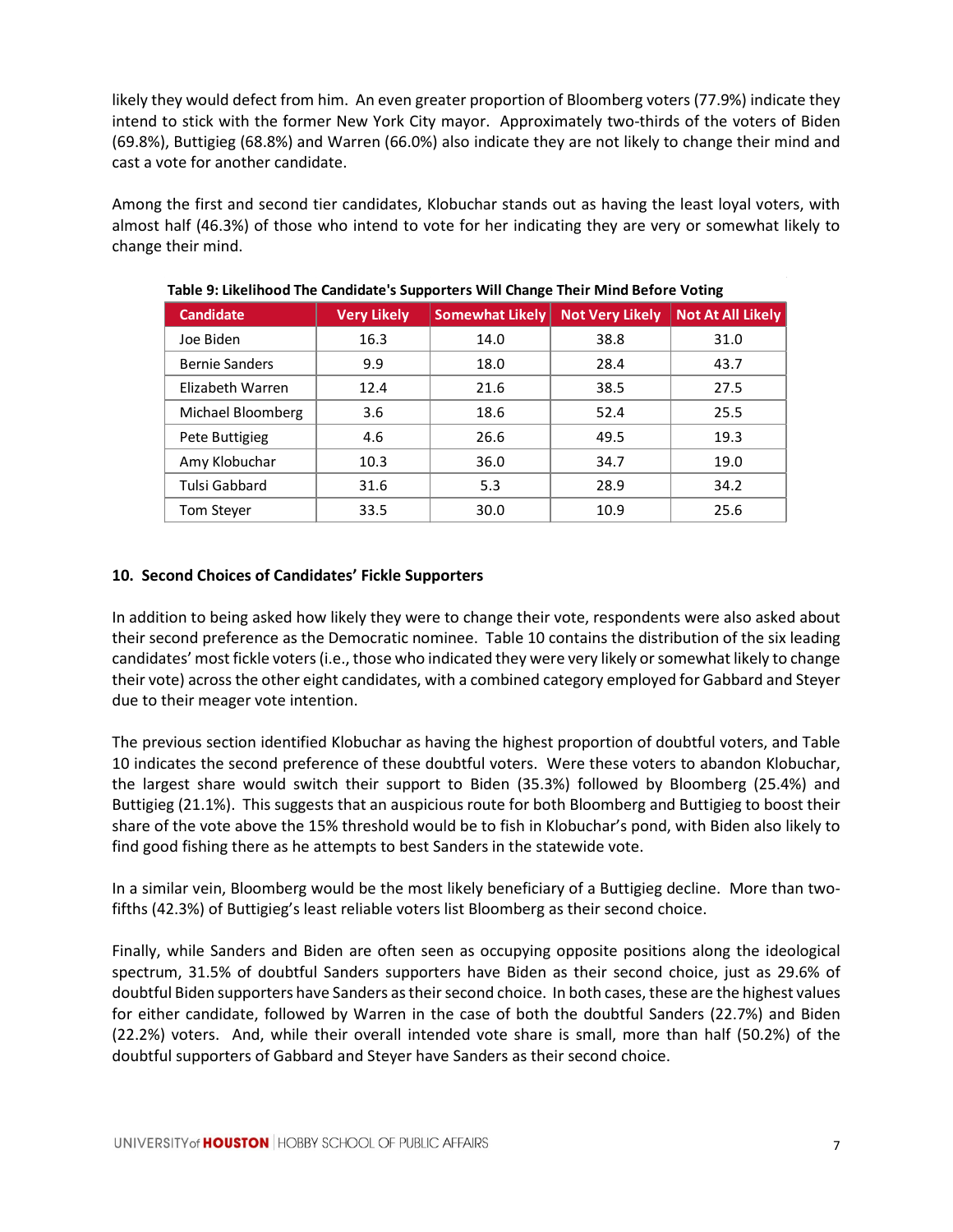likely they would defect from him. An even greater proportion of Bloomberg voters (77.9%) indicate they intend to stick with the former New York City mayor. Approximately two-thirds of the voters of Biden (69.8%), Buttigieg (68.8%) and Warren (66.0%) also indicate they are not likely to change their mind and cast a vote for another candidate.

Among the first and second tier candidates, Klobuchar stands out as having the least loyal voters, with almost half (46.3%) of those who intend to vote for her indicating they are very or somewhat likely to change their mind.

**Table 9: Likelihood The Candidate's Supporters Will Change Their Mind Before Voting**

| Candidate | Very Likely | Somewhat Likely | Not Very Likely | Not At All Likely |
|---|---|---|---|---|
| Joe Biden | 16.3 | 14.0 | 38.8 | 31.0 |
| Bernie Sanders | 9.9 | 18.0 | 28.4 | 43.7 |
| Elizabeth Warren | 12.4 | 21.6 | 38.5 | 27.5 |
| Michael Bloomberg | 3.6 | 18.6 | 52.4 | 25.5 |
| Pete Buttigieg | 4.6 | 26.6 | 49.5 | 19.3 |
| Amy Klobuchar | 10.3 | 36.0 | 34.7 | 19.0 |
| Tulsi Gabbard | 31.6 | 5.3 | 28.9 | 34.2 |
| Tom Steyer | 33.5 | 30.0 | 10.9 | 25.6 |

## 10. Second Choices of Candidates' Fickle Supporters

In addition to being asked how likely they were to change their vote, respondents were also asked about their second preference as the Democratic nominee. Table 10 contains the distribution of the six leading candidates' most fickle voters (i.e., those who indicated they were very likely or somewhat likely to change their vote) across the other eight candidates, with a combined category employed for Gabbard and Steyer due to their meager vote intention.

The previous section identified Klobuchar as having the highest proportion of doubtful voters, and Table 10 indicates the second preference of these doubtful voters. Were these voters to abandon Klobuchar, the largest share would switch their support to Biden (35.3%) followed by Bloomberg (25.4%) and Buttigieg (21.1%). This suggests that an auspicious route for both Bloomberg and Buttigieg to boost their share of the vote above the 15% threshold would be to fish in Klobuchar's pond, with Biden also likely to find good fishing there as he attempts to best Sanders in the statewide vote.

In a similar vein, Bloomberg would be the most likely beneficiary of a Buttigieg decline. More than two-fifths (42.3%) of Buttigieg's least reliable voters list Bloomberg as their second choice.

Finally, while Sanders and Biden are often seen as occupying opposite positions along the ideological spectrum, 31.5% of doubtful Sanders supporters have Biden as their second choice, just as 29.6% of doubtful Biden supporters have Sanders as their second choice. In both cases, these are the highest values for either candidate, followed by Warren in the case of both the doubtful Sanders (22.7%) and Biden (22.2%) voters. And, while their overall intended vote share is small, more than half (50.2%) of the doubtful supporters of Gabbard and Steyer have Sanders as their second choice.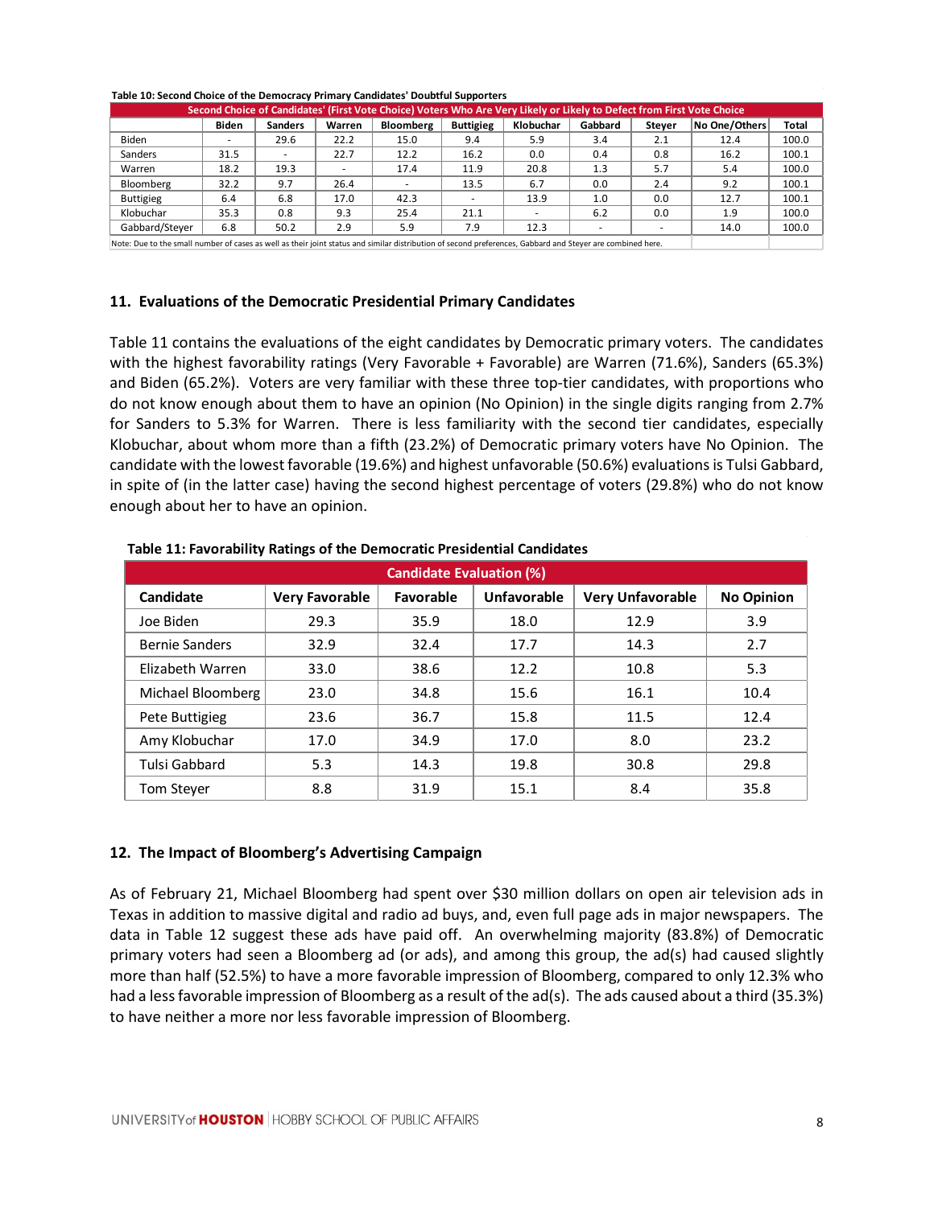**Table 10: Second Choice of the Democracy Primary Candidates' Doubtful Supporters**

| Second Choice of Candidates' (First Vote Choice) Voters Who Are Very Likely or Likely to Defect from First Vote Choice | | | | | | | | | | |
|---|---|---|---|---|---|---|---|---|---|---|
| | Biden | Sanders | Warren | Bloomberg | Buttigieg | Klobuchar | Gabbard | Steyer | No One/Others | Total |
| Biden | - | 29.6 | 22.2 | 15.0 | 9.4 | 5.9 | 3.4 | 2.1 | 12.4 | 100.0 |
| Sanders | 31.5 | - | 22.7 | 12.2 | 16.2 | 0.0 | 0.4 | 0.8 | 16.2 | 100.1 |
| Warren | 18.2 | 19.3 | - | 17.4 | 11.9 | 20.8 | 1.3 | 5.7 | 5.4 | 100.0 |
| Bloomberg | 32.2 | 9.7 | 26.4 | - | 13.5 | 6.7 | 0.0 | 2.4 | 9.2 | 100.1 |
| Buttigieg | 6.4 | 6.8 | 17.0 | 42.3 | - | 13.9 | 1.0 | 0.0 | 12.7 | 100.1 |
| Klobuchar | 35.3 | 0.8 | 9.3 | 25.4 | 21.1 | - | 6.2 | 0.0 | 1.9 | 100.0 |
| Gabbard/Steyer | 6.8 | 50.2 | 2.9 | 5.9 | 7.9 | 12.3 | - | - | 14.0 | 100.0 |

Note: Due to the small number of cases as well as their joint status and similar distribution of second preferences, Gabbard and Steyer are combined here.

## 11. Evaluations of the Democratic Presidential Primary Candidates

Table 11 contains the evaluations of the eight candidates by Democratic primary voters. The candidates with the highest favorability ratings (Very Favorable + Favorable) are Warren (71.6%), Sanders (65.3%) and Biden (65.2%). Voters are very familiar with these three top-tier candidates, with proportions who do not know enough about them to have an opinion (No Opinion) in the single digits ranging from 2.7% for Sanders to 5.3% for Warren. There is less familiarity with the second tier candidates, especially Klobuchar, about whom more than a fifth (23.2%) of Democratic primary voters have No Opinion. The candidate with the lowest favorable (19.6%) and highest unfavorable (50.6%) evaluations is Tulsi Gabbard, in spite of (in the latter case) having the second highest percentage of voters (29.8%) who do not know enough about her to have an opinion.

**Table 11: Favorability Ratings of the Democratic Presidential Candidates**

| Candidate Evaluation (%) | | | | | |
|---|---|---|---|---|---|
| Candidate | Very Favorable | Favorable | Unfavorable | Very Unfavorable | No Opinion |
| Joe Biden | 29.3 | 35.9 | 18.0 | 12.9 | 3.9 |
| Bernie Sanders | 32.9 | 32.4 | 17.7 | 14.3 | 2.7 |
| Elizabeth Warren | 33.0 | 38.6 | 12.2 | 10.8 | 5.3 |
| Michael Bloomberg | 23.0 | 34.8 | 15.6 | 16.1 | 10.4 |
| Pete Buttigieg | 23.6 | 36.7 | 15.8 | 11.5 | 12.4 |
| Amy Klobuchar | 17.0 | 34.9 | 17.0 | 8.0 | 23.2 |
| Tulsi Gabbard | 5.3 | 14.3 | 19.8 | 30.8 | 29.8 |
| Tom Steyer | 8.8 | 31.9 | 15.1 | 8.4 | 35.8 |

## 12. The Impact of Bloomberg's Advertising Campaign

As of February 21, Michael Bloomberg had spent over $30 million dollars on open air television ads in Texas in addition to massive digital and radio ad buys, and, even full page ads in major newspapers. The data in Table 12 suggest these ads have paid off. An overwhelming majority (83.8%) of Democratic primary voters had seen a Bloomberg ad (or ads), and among this group, the ad(s) had caused slightly more than half (52.5%) to have a more favorable impression of Bloomberg, compared to only 12.3% who had a less favorable impression of Bloomberg as a result of the ad(s). The ads caused about a third (35.3%) to have neither a more nor less favorable impression of Bloomberg.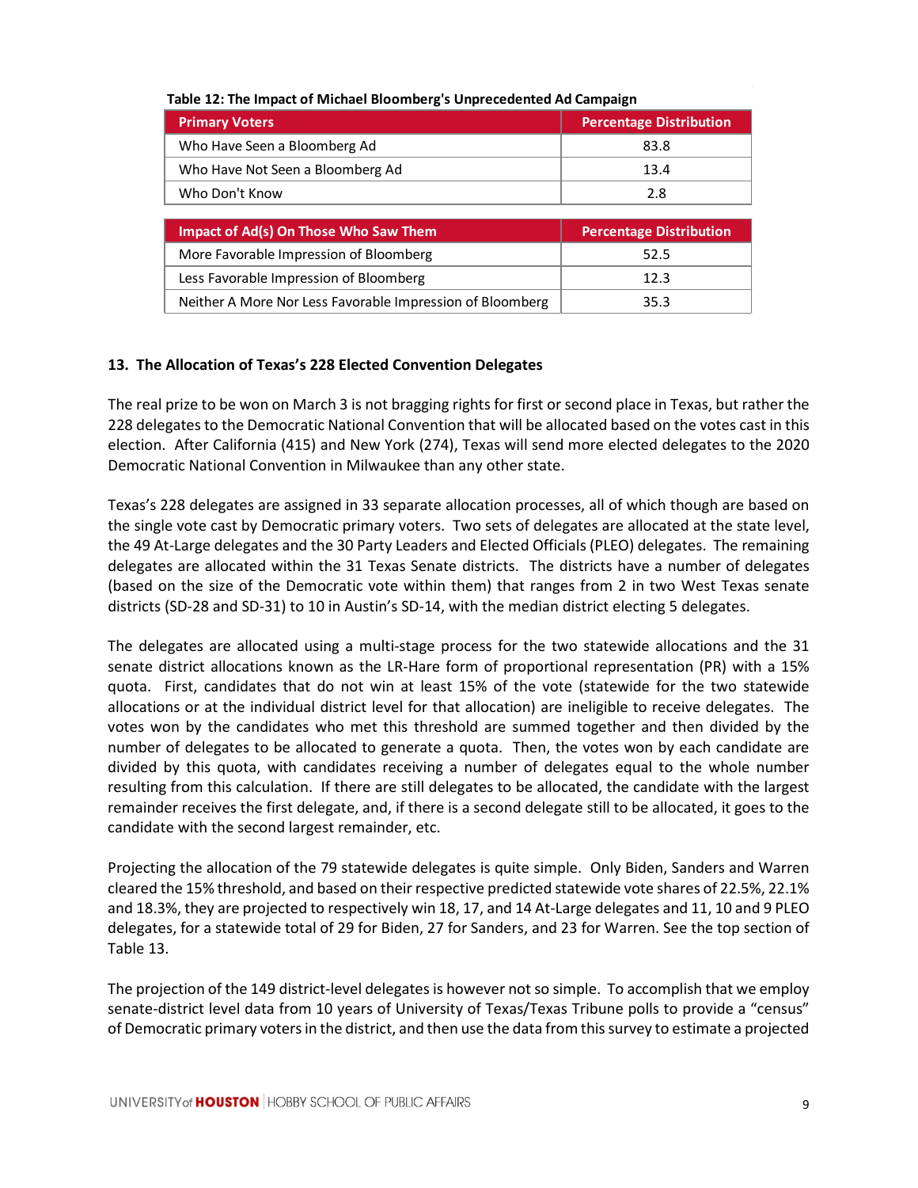**Table 12: The Impact of Michael Bloomberg's Unprecedented Ad Campaign**

| Primary Voters | Percentage Distribution |
|---|---|
| Who Have Seen a Bloomberg Ad | 83.8 |
| Who Have Not Seen a Bloomberg Ad | 13.4 |
| Who Don't Know | 2.8 |

| Impact of Ad(s) On Those Who Saw Them | Percentage Distribution |
|---|---|
| More Favorable Impression of Bloomberg | 52.5 |
| Less Favorable Impression of Bloomberg | 12.3 |
| Neither A More Nor Less Favorable Impression of Bloomberg | 35.3 |

## 13. The Allocation of Texas's 228 Elected Convention Delegates

The real prize to be won on March 3 is not bragging rights for first or second place in Texas, but rather the 228 delegates to the Democratic National Convention that will be allocated based on the votes cast in this election. After California (415) and New York (274), Texas will send more elected delegates to the 2020 Democratic National Convention in Milwaukee than any other state.

Texas's 228 delegates are assigned in 33 separate allocation processes, all of which though are based on the single vote cast by Democratic primary voters. Two sets of delegates are allocated at the state level, the 49 At-Large delegates and the 30 Party Leaders and Elected Officials (PLEO) delegates. The remaining delegates are allocated within the 31 Texas Senate districts. The districts have a number of delegates (based on the size of the Democratic vote within them) that ranges from 2 in two West Texas senate districts (SD-28 and SD-31) to 10 in Austin's SD-14, with the median district electing 5 delegates.

The delegates are allocated using a multi-stage process for the two statewide allocations and the 31 senate district allocations known as the LR-Hare form of proportional representation (PR) with a 15% quota. First, candidates that do not win at least 15% of the vote (statewide for the two statewide allocations or at the individual district level for that allocation) are ineligible to receive delegates. The votes won by the candidates who met this threshold are summed together and then divided by the number of delegates to be allocated to generate a quota. Then, the votes won by each candidate are divided by this quota, with candidates receiving a number of delegates equal to the whole number resulting from this calculation. If there are still delegates to be allocated, the candidate with the largest remainder receives the first delegate, and, if there is a second delegate still to be allocated, it goes to the candidate with the second largest remainder, etc.

Projecting the allocation of the 79 statewide delegates is quite simple. Only Biden, Sanders and Warren cleared the 15% threshold, and based on their respective predicted statewide vote shares of 22.5%, 22.1% and 18.3%, they are projected to respectively win 18, 17, and 14 At-Large delegates and 11, 10 and 9 PLEO delegates, for a statewide total of 29 for Biden, 27 for Sanders, and 23 for Warren. See the top section of Table 13.

The projection of the 149 district-level delegates is however not so simple. To accomplish that we employ senate-district level data from 10 years of University of Texas/Texas Tribune polls to provide a "census" of Democratic primary voters in the district, and then use the data from this survey to estimate a projected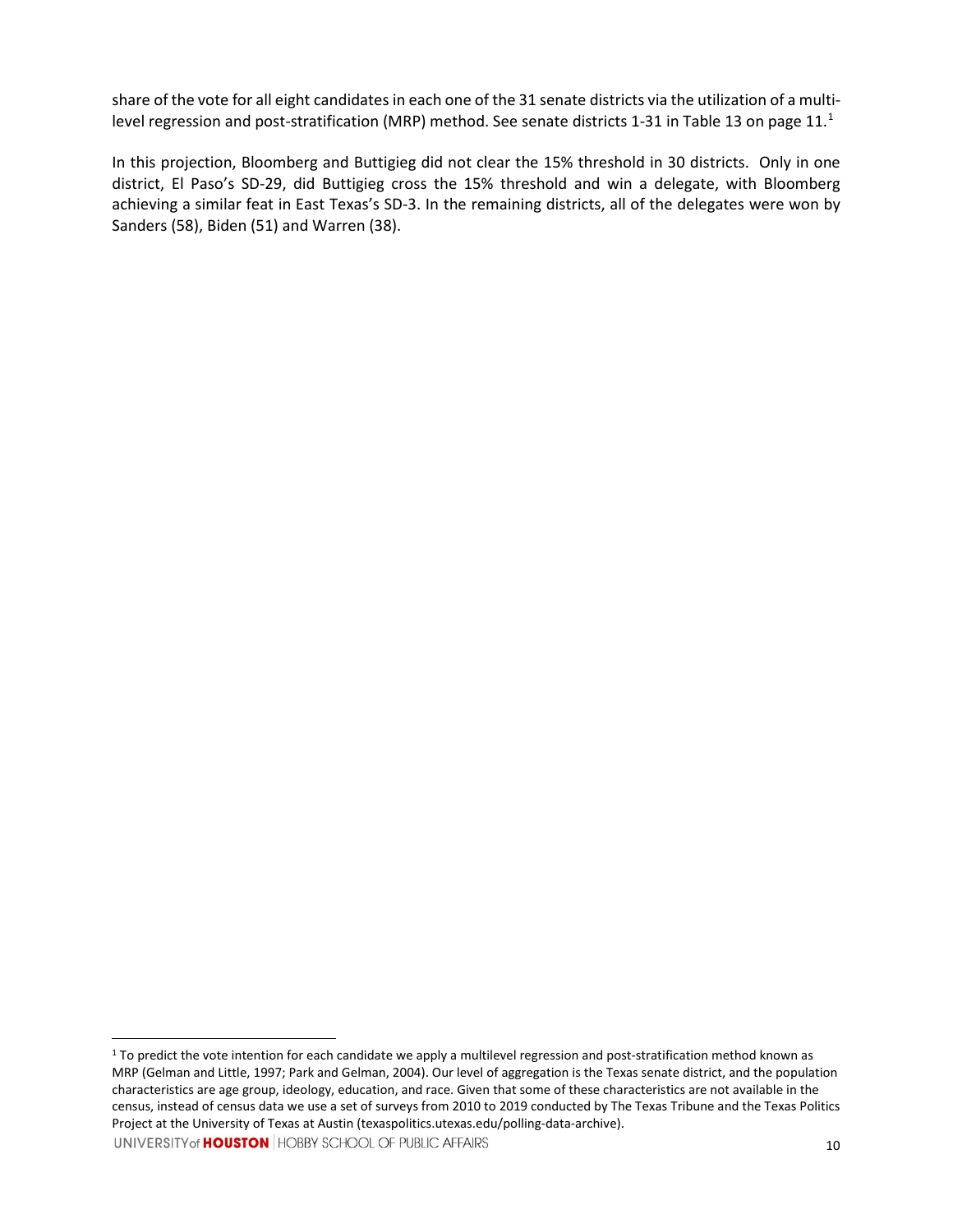share of the vote for all eight candidates in each one of the 31 senate districts via the utilization of a multi-level regression and post-stratification (MRP) method. See senate districts 1-31 in Table 13 on page 11.[1]

In this projection, Bloomberg and Buttigieg did not clear the 15% threshold in 30 districts. Only in one district, El Paso's SD-29, did Buttigieg cross the 15% threshold and win a delegate, with Bloomberg achieving a similar feat in East Texas's SD-3. In the remaining districts, all of the delegates were won by Sanders (58), Biden (51) and Warren (38).

---

[1] To predict the vote intention for each candidate we apply a multilevel regression and post-stratification method known as MRP (Gelman and Little, 1997; Park and Gelman, 2004). Our level of aggregation is the Texas senate district, and the population characteristics are age group, ideology, education, and race. Given that some of these characteristics are not available in the census, instead of census data we use a set of surveys from 2010 to 2019 conducted by The Texas Tribune and the Texas Politics Project at the University of Texas at Austin (texaspolitics.utexas.edu/polling-data-archive).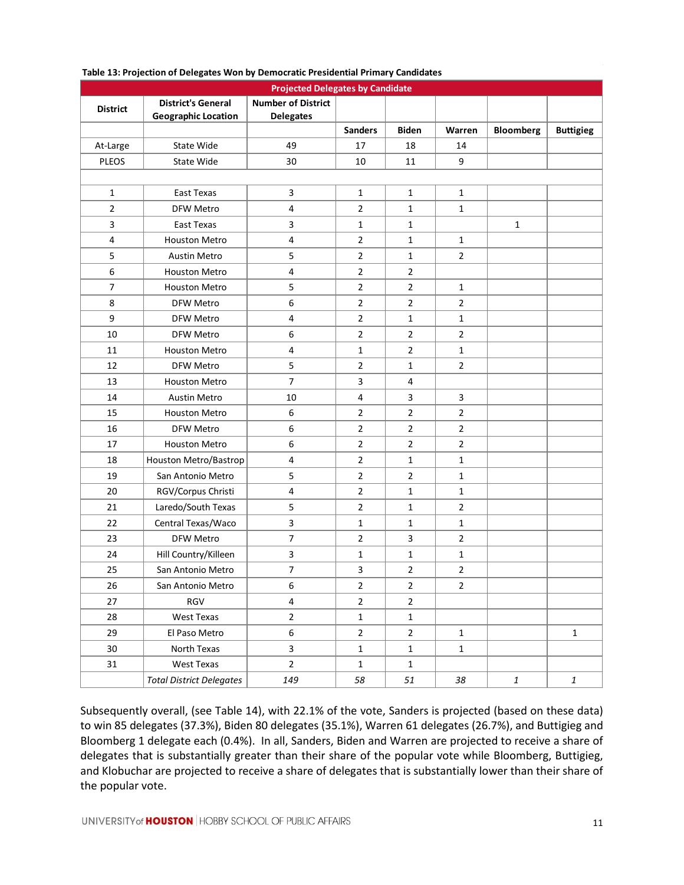**Table 13: Projection of Delegates Won by Democratic Presidential Primary Candidates**

| Projected Delegates by Candidate | | | | | | | |
|---|---|---|---|---|---|---|---|
| District | District's General Geographic Location | Number of District Delegates | | | | | |
| | | | Sanders | Biden | Warren | Bloomberg | Buttigieg |
| At-Large | State Wide | 49 | 17 | 18 | 14 | | |
| PLEOS | State Wide | 30 | 10 | 11 | 9 | | |
| | | | | | | | |
| 1 | East Texas | 3 | 1 | 1 | 1 | | |
| 2 | DFW Metro | 4 | 2 | 1 | 1 | | |
| 3 | East Texas | 3 | 1 | 1 | | 1 | |
| 4 | Houston Metro | 4 | 2 | 1 | 1 | | |
| 5 | Austin Metro | 5 | 2 | 1 | 2 | | |
| 6 | Houston Metro | 4 | 2 | 2 | | | |
| 7 | Houston Metro | 5 | 2 | 2 | 1 | | |
| 8 | DFW Metro | 6 | 2 | 2 | 2 | | |
| 9 | DFW Metro | 4 | 2 | 1 | 1 | | |
| 10 | DFW Metro | 6 | 2 | 2 | 2 | | |
| 11 | Houston Metro | 4 | 1 | 2 | 1 | | |
| 12 | DFW Metro | 5 | 2 | 1 | 2 | | |
| 13 | Houston Metro | 7 | 3 | 4 | | | |
| 14 | Austin Metro | 10 | 4 | 3 | 3 | | |
| 15 | Houston Metro | 6 | 2 | 2 | 2 | | |
| 16 | DFW Metro | 6 | 2 | 2 | 2 | | |
| 17 | Houston Metro | 6 | 2 | 2 | 2 | | |
| 18 | Houston Metro/Bastrop | 4 | 2 | 1 | 1 | | |
| 19 | San Antonio Metro | 5 | 2 | 2 | 1 | | |
| 20 | RGV/Corpus Christi | 4 | 2 | 1 | 1 | | |
| 21 | Laredo/South Texas | 5 | 2 | 1 | 2 | | |
| 22 | Central Texas/Waco | 3 | 1 | 1 | 1 | | |
| 23 | DFW Metro | 7 | 2 | 3 | 2 | | |
| 24 | Hill Country/Killeen | 3 | 1 | 1 | 1 | | |
| 25 | San Antonio Metro | 7 | 3 | 2 | 2 | | |
| 26 | San Antonio Metro | 6 | 2 | 2 | 2 | | |
| 27 | RGV | 4 | 2 | 2 | | | |
| 28 | West Texas | 2 | 1 | 1 | | | |
| 29 | El Paso Metro | 6 | 2 | 2 | 1 | | 1 |
| 30 | North Texas | 3 | 1 | 1 | 1 | | |
| 31 | West Texas | 2 | 1 | 1 | | | |
| | *Total District Delegates* | *149* | *58* | *51* | *38* | *1* | *1* |

Subsequently overall, (see Table 14), with 22.1% of the vote, Sanders is projected (based on these data) to win 85 delegates (37.3%), Biden 80 delegates (35.1%), Warren 61 delegates (26.7%), and Buttigieg and Bloomberg 1 delegate each (0.4%). In all, Sanders, Biden and Warren are projected to receive a share of delegates that is substantially greater than their share of the popular vote while Bloomberg, Buttigieg, and Klobuchar are projected to receive a share of delegates that is substantially lower than their share of the popular vote.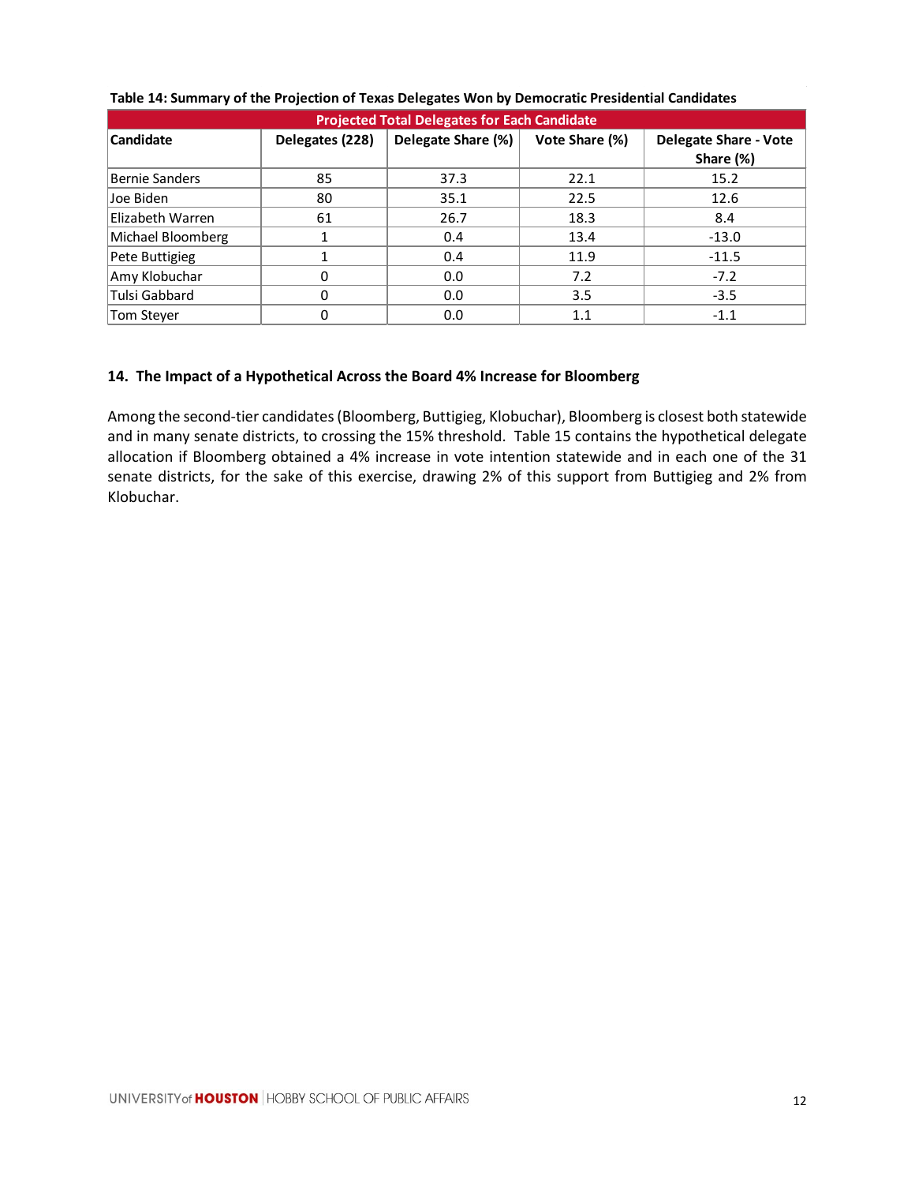**Table 14: Summary of the Projection of Texas Delegates Won by Democratic Presidential Candidates**

| Projected Total Delegates for Each Candidate | | | | |
|---|---|---|---|---|
| Candidate | Delegates (228) | Delegate Share (%) | Vote Share (%) | Delegate Share - Vote Share (%) |
| Bernie Sanders | 85 | 37.3 | 22.1 | 15.2 |
| Joe Biden | 80 | 35.1 | 22.5 | 12.6 |
| Elizabeth Warren | 61 | 26.7 | 18.3 | 8.4 |
| Michael Bloomberg | 1 | 0.4 | 13.4 | -13.0 |
| Pete Buttigieg | 1 | 0.4 | 11.9 | -11.5 |
| Amy Klobuchar | 0 | 0.0 | 7.2 | -7.2 |
| Tulsi Gabbard | 0 | 0.0 | 3.5 | -3.5 |
| Tom Steyer | 0 | 0.0 | 1.1 | -1.1 |

## 14. The Impact of a Hypothetical Across the Board 4% Increase for Bloomberg

Among the second-tier candidates (Bloomberg, Buttigieg, Klobuchar), Bloomberg is closest both statewide and in many senate districts, to crossing the 15% threshold. Table 15 contains the hypothetical delegate allocation if Bloomberg obtained a 4% increase in vote intention statewide and in each one of the 31 senate districts, for the sake of this exercise, drawing 2% of this support from Buttigieg and 2% from Klobuchar.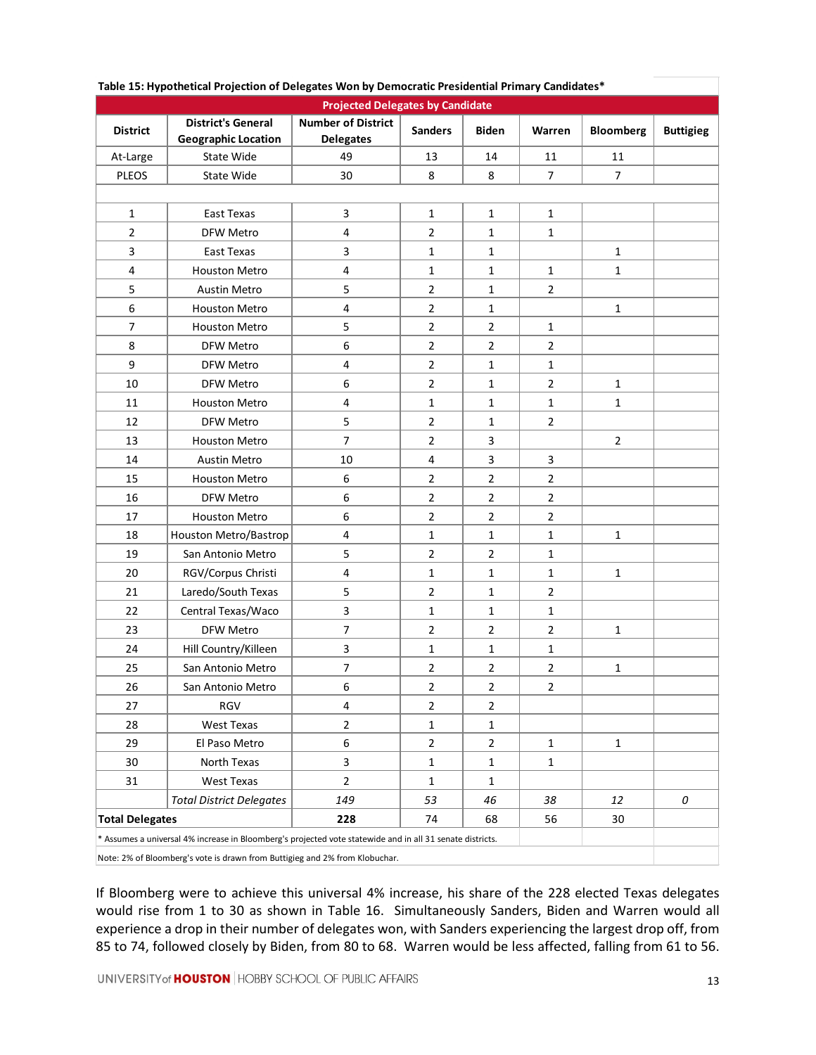**Table 15: Hypothetical Projection of Delegates Won by Democratic Presidential Primary Candidates***

| District | District's General Geographic Location | Number of District Delegates | Sanders | Biden | Warren | Bloomberg | Buttigieg |
|---|---|---|---|---|---|---|---|
| | | | **Projected Delegates by Candidate** | | | | |
| At-Large | State Wide | 49 | 13 | 14 | 11 | 11 | |
| PLEOS | State Wide | 30 | 8 | 8 | 7 | 7 | |
| | | | | | | | |
| 1 | East Texas | 3 | 1 | 1 | 1 | | |
| 2 | DFW Metro | 4 | 2 | 1 | 1 | | |
| 3 | East Texas | 3 | 1 | 1 | | 1 | |
| 4 | Houston Metro | 4 | 1 | 1 | 1 | 1 | |
| 5 | Austin Metro | 5 | 2 | 1 | 2 | | |
| 6 | Houston Metro | 4 | 2 | 1 | | 1 | |
| 7 | Houston Metro | 5 | 2 | 2 | 1 | | |
| 8 | DFW Metro | 6 | 2 | 2 | 2 | | |
| 9 | DFW Metro | 4 | 2 | 1 | 1 | | |
| 10 | DFW Metro | 6 | 2 | 1 | 2 | 1 | |
| 11 | Houston Metro | 4 | 1 | 1 | 1 | 1 | |
| 12 | DFW Metro | 5 | 2 | 1 | 2 | | |
| 13 | Houston Metro | 7 | 2 | 3 | | 2 | |
| 14 | Austin Metro | 10 | 4 | 3 | 3 | | |
| 15 | Houston Metro | 6 | 2 | 2 | 2 | | |
| 16 | DFW Metro | 6 | 2 | 2 | 2 | | |
| 17 | Houston Metro | 6 | 2 | 2 | 2 | | |
| 18 | Houston Metro/Bastrop | 4 | 1 | 1 | 1 | 1 | |
| 19 | San Antonio Metro | 5 | 2 | 2 | 1 | | |
| 20 | RGV/Corpus Christi | 4 | 1 | 1 | 1 | 1 | |
| 21 | Laredo/South Texas | 5 | 2 | 1 | 2 | | |
| 22 | Central Texas/Waco | 3 | 1 | 1 | 1 | | |
| 23 | DFW Metro | 7 | 2 | 2 | 2 | 1 | |
| 24 | Hill Country/Killeen | 3 | 1 | 1 | 1 | | |
| 25 | San Antonio Metro | 7 | 2 | 2 | 2 | 1 | |
| 26 | San Antonio Metro | 6 | 2 | 2 | 2 | | |
| 27 | RGV | 4 | 2 | 2 | | | |
| 28 | West Texas | 2 | 1 | 1 | | | |
| 29 | El Paso Metro | 6 | 2 | 2 | 1 | 1 | |
| 30 | North Texas | 3 | 1 | 1 | 1 | | |
| 31 | West Texas | 2 | 1 | 1 | | | |
| | *Total District Delegates* | *149* | *53* | *46* | *38* | *12* | *0* |
| **Total Delegates** | | **228** | 74 | 68 | 56 | 30 | |

\* Assumes a universal 4% increase in Bloomberg's projected vote statewide and in all 31 senate districts.

Note: 2% of Bloomberg's vote is drawn from Buttigieg and 2% from Klobuchar.

If Bloomberg were to achieve this universal 4% increase, his share of the 228 elected Texas delegates would rise from 1 to 30 as shown in Table 16. Simultaneously Sanders, Biden and Warren would all experience a drop in their number of delegates won, with Sanders experiencing the largest drop off, from 85 to 74, followed closely by Biden, from 80 to 68. Warren would be less affected, falling from 61 to 56.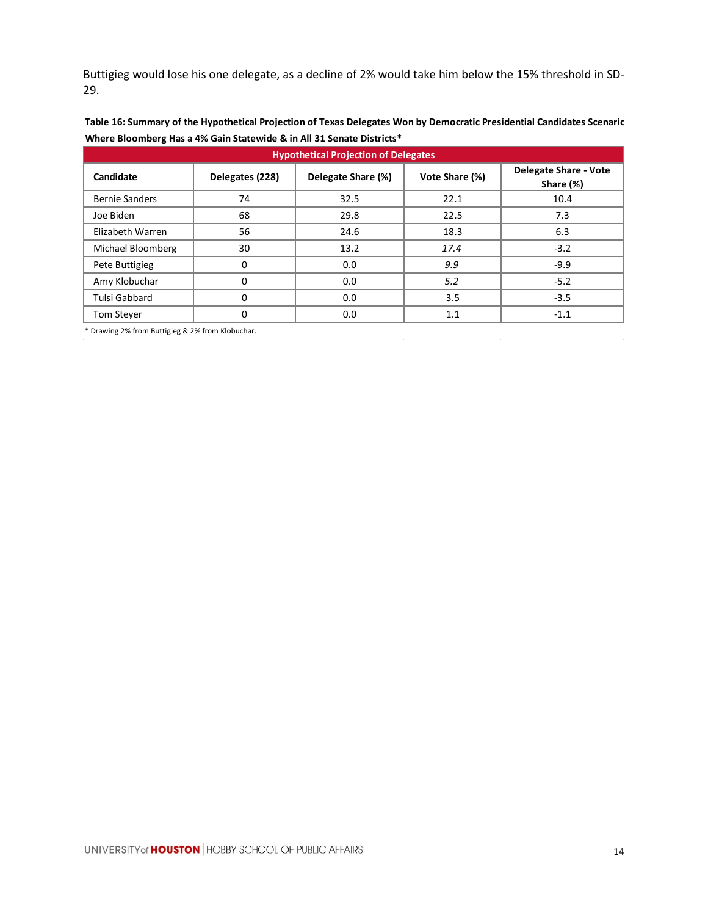Buttigieg would lose his one delegate, as a decline of 2% would take him below the 15% threshold in SD-29.

**Table 16: Summary of the Hypothetical Projection of Texas Delegates Won by Democratic Presidential Candidates Scenario Where Bloomberg Has a 4% Gain Statewide & in All 31 Senate Districts***

| Hypothetical Projection of Delegates | | | | |
|---|---|---|---|---|
| **Candidate** | **Delegates (228)** | **Delegate Share (%)** | **Vote Share (%)** | **Delegate Share - Vote Share (%)** |
| Bernie Sanders | 74 | 32.5 | 22.1 | 10.4 |
| Joe Biden | 68 | 29.8 | 22.5 | 7.3 |
| Elizabeth Warren | 56 | 24.6 | 18.3 | 6.3 |
| Michael Bloomberg | 30 | 13.2 | *17.4* | -3.2 |
| Pete Buttigieg | 0 | 0.0 | *9.9* | -9.9 |
| Amy Klobuchar | 0 | 0.0 | *5.2* | -5.2 |
| Tulsi Gabbard | 0 | 0.0 | 3.5 | -3.5 |
| Tom Steyer | 0 | 0.0 | 1.1 | -1.1 |

\* Drawing 2% from Buttigieg & 2% from Klobuchar.